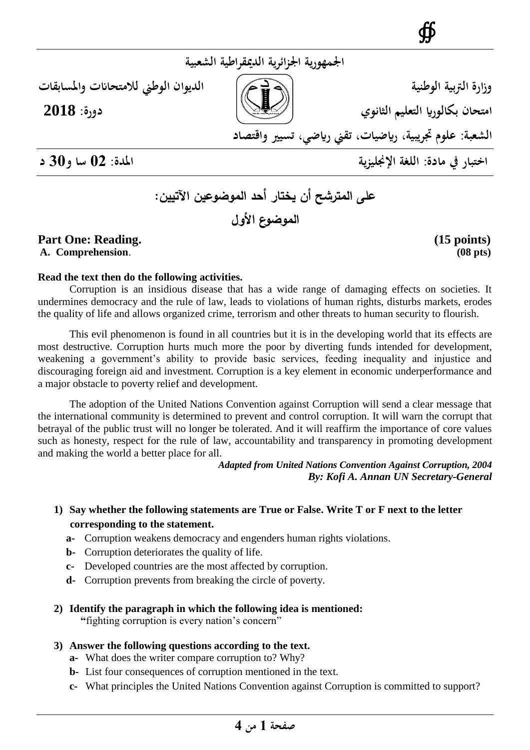الجمهورية الجزائرية الديمقراطية الشعبية

وزارة التربية الوطنية — الديوان الوطني للامتحانات والمسابقات

امتحان بكالوريا التعليم الثانوي — دورة: 2018

الشعبة: علوم تجريبية، رياضيات، تقني رياضي، تسيير واقتصاد

اختبار في مادة: اللغة الإنجليزية — المدة: 02 سا و30 د

## على المترشح أن يختار أحد الموضوعين الآتيين:

## الموضوع الأول

**Part One: Reading. (15 points)**

**A. Comprehension. (08 pts)**

**Read the text then do the following activities.**

Corruption is an insidious disease that has a wide range of damaging effects on societies. It undermines democracy and the rule of law, leads to violations of human rights, disturbs markets, erodes the quality of life and allows organized crime, terrorism and other threats to human security to flourish.

This evil phenomenon is found in all countries but it is in the developing world that its effects are most destructive. Corruption hurts much more the poor by diverting funds intended for development, weakening a government's ability to provide basic services, feeding inequality and injustice and discouraging foreign aid and investment. Corruption is a key element in economic underperformance and a major obstacle to poverty relief and development.

The adoption of the United Nations Convention against Corruption will send a clear message that the international community is determined to prevent and control corruption. It will warn the corrupt that betrayal of the public trust will no longer be tolerated. And it will reaffirm the importance of core values such as honesty, respect for the rule of law, accountability and transparency in promoting development and making the world a better place for all.

*Adapted from United Nations Convention Against Corruption, 2004*
*By: Kofi A. Annan UN Secretary-General*

**1) Say whether the following statements are True or False. Write T or F next to the letter corresponding to the statement.**

- **a-** Corruption weakens democracy and engenders human rights violations.
- **b-** Corruption deteriorates the quality of life.
- **c-** Developed countries are the most affected by corruption.
- **d-** Corruption prevents from breaking the circle of poverty.

**2) Identify the paragraph in which the following idea is mentioned:**

"fighting corruption is every nation's concern"

**3) Answer the following questions according to the text.**

- **a-** What does the writer compare corruption to? Why?
- **b-** List four consequences of corruption mentioned in the text.
- **c-** What principles the United Nations Convention against Corruption is committed to support?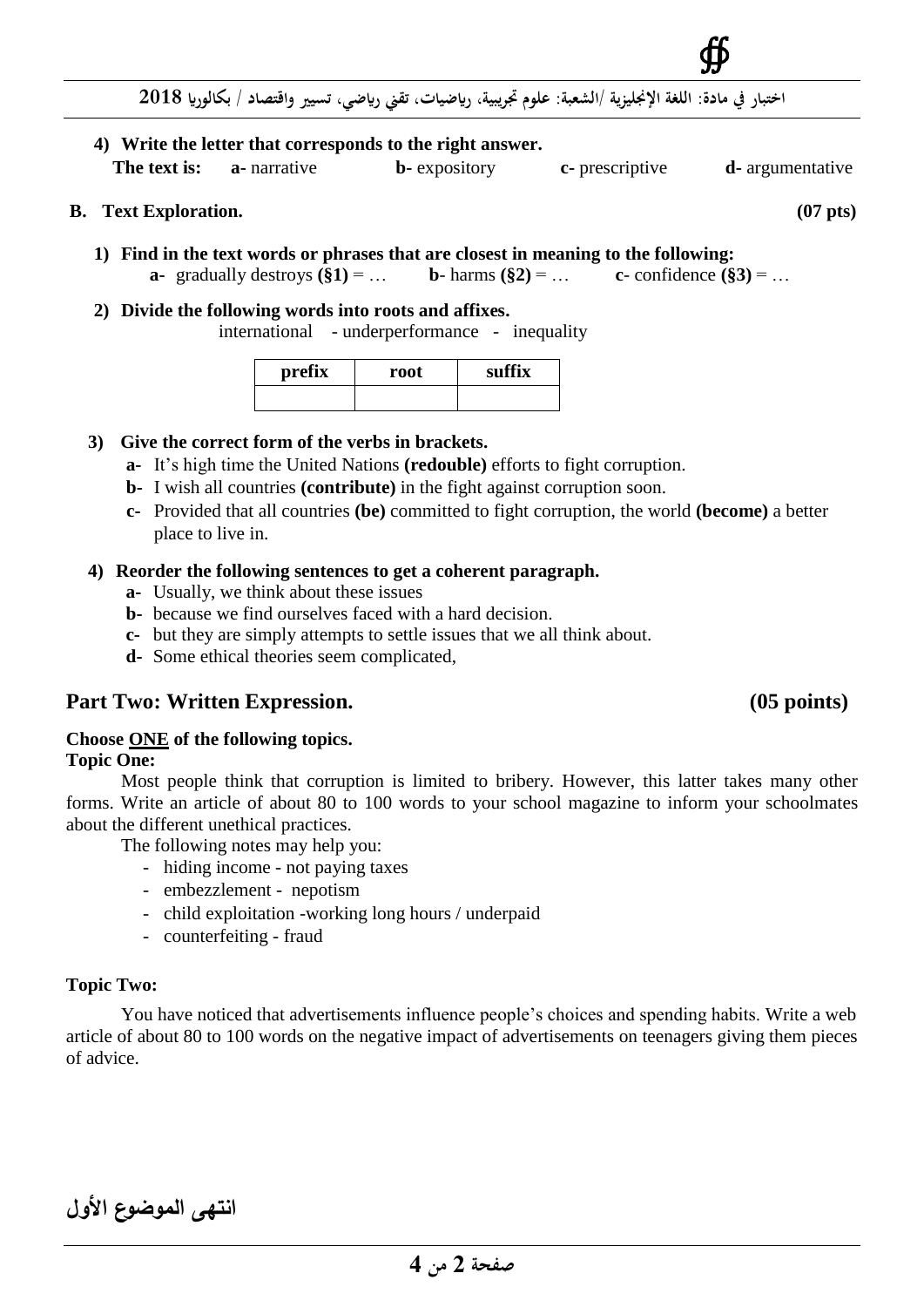4) **Write the letter that corresponds to the right answer.**

**The text is:** **a-** narrative **b-** expository **c-** prescriptive **d-** argumentative

## B. Text Exploration. (07 pts)

1) **Find in the text words or phrases that are closest in meaning to the following:**

**a-** gradually destroys **(§1)** = … **b-** harms **(§2)** = … **c-** confidence **(§3)** = …

2) **Divide the following words into roots and affixes.**

international - underperformance - inequality

| prefix | root | suffix |
|---|---|---|
| | | |

3) **Give the correct form of the verbs in brackets.**

**a-** It's high time the United Nations **(redouble)** efforts to fight corruption.

**b-** I wish all countries **(contribute)** in the fight against corruption soon.

**c-** Provided that all countries **(be)** committed to fight corruption, the world **(become)** a better place to live in.

4) **Reorder the following sentences to get a coherent paragraph.**

**a-** Usually, we think about these issues

**b-** because we find ourselves faced with a hard decision.

**c-** but they are simply attempts to settle issues that we all think about.

**d-** Some ethical theories seem complicated,

## Part Two: Written Expression. (05 points)

**Choose ONE of the following topics.**

**Topic One:**

Most people think that corruption is limited to bribery. However, this latter takes many other forms. Write an article of about 80 to 100 words to your school magazine to inform your schoolmates about the different unethical practices.

The following notes may help you:

- hiding income - not paying taxes
- embezzlement - nepotism
- child exploitation -working long hours / underpaid
- counterfeiting - fraud

**Topic Two:**

You have noticed that advertisements influence people's choices and spending habits. Write a web article of about 80 to 100 words on the negative impact of advertisements on teenagers giving them pieces of advice.

**انتهى الموضوع الأول**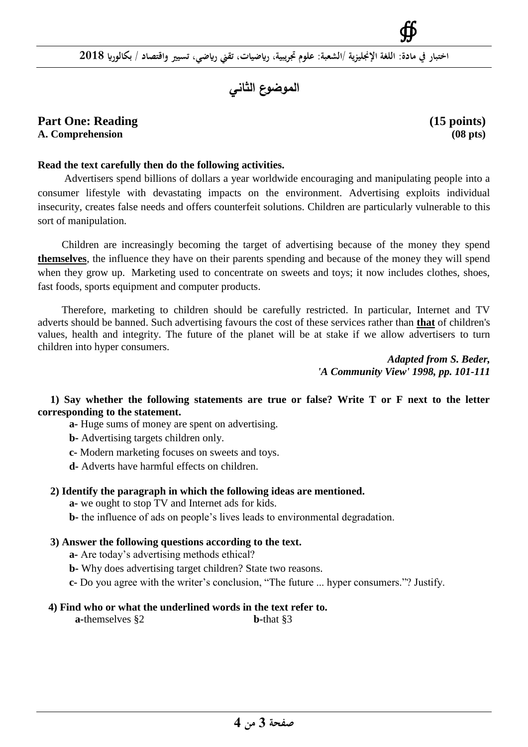# الموضوع الثاني

## Part One: Reading (15 points)

### A. Comprehension (08 pts)

**Read the text carefully then do the following activities.**

Advertisers spend billions of dollars a year worldwide encouraging and manipulating people into a consumer lifestyle with devastating impacts on the environment. Advertising exploits individual insecurity, creates false needs and offers counterfeit solutions. Children are particularly vulnerable to this sort of manipulation.

Children are increasingly becoming the target of advertising because of the money they spend **themselves**, the influence they have on their parents spending and because of the money they will spend when they grow up. Marketing used to concentrate on sweets and toys; it now includes clothes, shoes, fast foods, sports equipment and computer products.

Therefore, marketing to children should be carefully restricted. In particular, Internet and TV adverts should be banned. Such advertising favours the cost of these services rather than **that** of children's values, health and integrity. The future of the planet will be at stake if we allow advertisers to turn children into hyper consumers.

***Adapted from S. Beder,***
***'A Community View' 1998, pp. 101-111***

**1) Say whether the following statements are true or false? Write T or F next to the letter corresponding to the statement.**

**a-** Huge sums of money are spent on advertising.

**b-** Advertising targets children only.

**c-** Modern marketing focuses on sweets and toys.

**d-** Adverts have harmful effects on children.

**2) Identify the paragraph in which the following ideas are mentioned.**

**a-** we ought to stop TV and Internet ads for kids.

**b-** the influence of ads on people's lives leads to environmental degradation.

**3) Answer the following questions according to the text.**

**a-** Are today's advertising methods ethical?

**b-** Why does advertising target children? State two reasons.

**c-** Do you agree with the writer's conclusion, "The future ... hyper consumers."? Justify.

**4) Find who or what the underlined words in the text refer to.**

**a-**themselves §2 **b-**that §3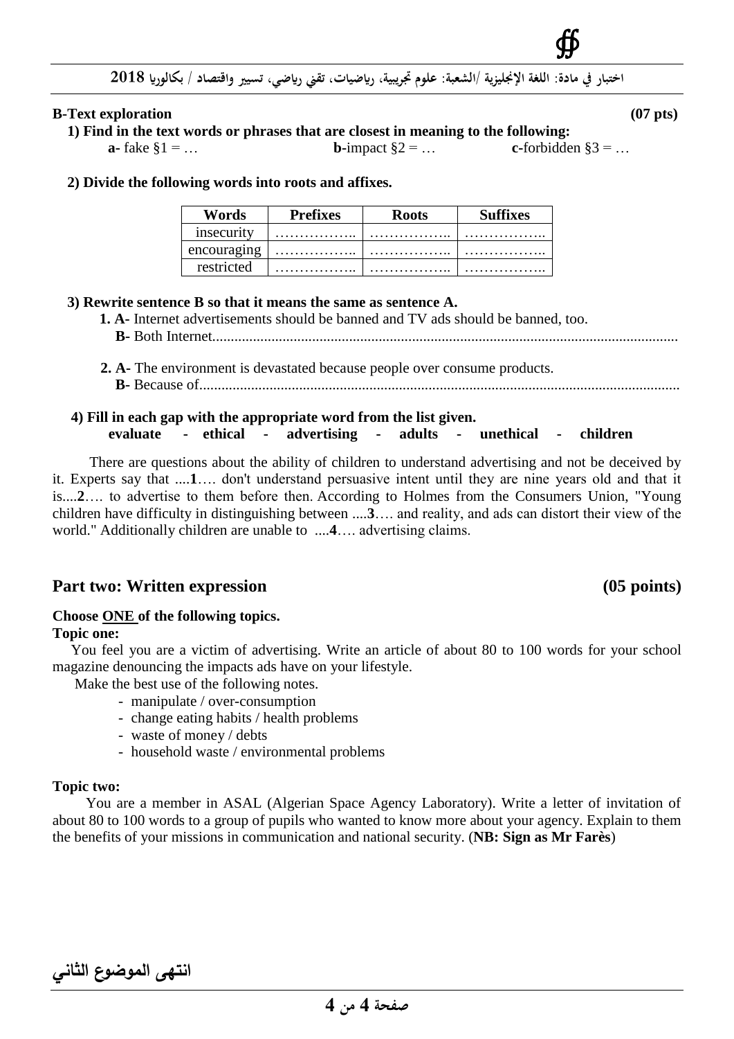**B-Text exploration** **(07 pts)**

**1) Find in the text words or phrases that are closest in meaning to the following:**

**a-** fake §1 = … **b**-impact §2 = … **c**-forbidden §3 = …

**2) Divide the following words into roots and affixes.**

| Words | Prefixes | Roots | Suffixes |
|---|---|---|---|
| insecurity | …………….. | …………….. | …………….. |
| encouraging | …………….. | …………….. | …………….. |
| restricted | …………….. | …………….. | …………….. |

**3) Rewrite sentence B so that it means the same as sentence A.**

**1. A-** Internet advertisements should be banned and TV ads should be banned, too.
**B-** Both Internet..............................................................................................................................

**2. A-** The environment is devastated because people over consume products.
**B-** Because of..................................................................................................................................

**4) Fill in each gap with the appropriate word from the list given.**

**evaluate - ethical - advertising - adults - unethical - children**

There are questions about the ability of children to understand advertising and not be deceived by it. Experts say that ....**1**…. don't understand persuasive intent until they are nine years old and that it is....**2**…. to advertise to them before then. According to Holmes from the Consumers Union, "Young children have difficulty in distinguishing between ....**3**…. and reality, and ads can distort their view of the world." Additionally children are unable to ....**4**…. advertising claims.

## Part two: Written expression (05 points)

**Choose ONE of the following topics.**

**Topic one:**

You feel you are a victim of advertising. Write an article of about 80 to 100 words for your school magazine denouncing the impacts ads have on your lifestyle.

Make the best use of the following notes.

- manipulate / over-consumption
- change eating habits / health problems
- waste of money / debts
- household waste / environmental problems

**Topic two:**

You are a member in ASAL (Algerian Space Agency Laboratory). Write a letter of invitation of about 80 to 100 words to a group of pupils who wanted to know more about your agency. Explain to them the benefits of your missions in communication and national security. (**NB: Sign as Mr Farès**)

**انتهى الموضوع الثاني**